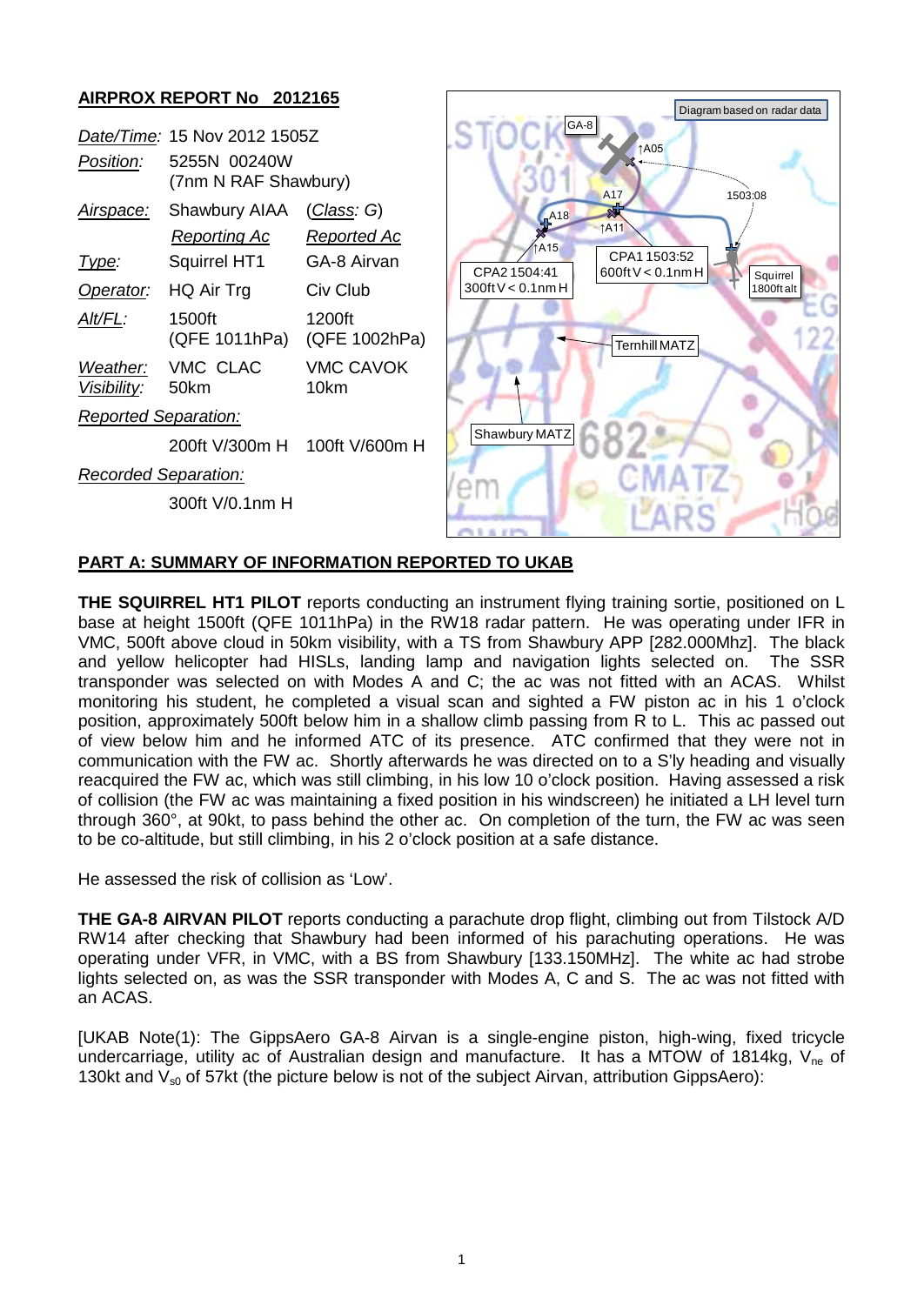## AIRPROX REPORT No 2012165

| | | |
|---|---|---|
| *Date/Time:* | 15 Nov 2012 1505Z | |
| *Position:* | 5255N 00240W (7nm N RAF Shawbury) | |
| *Airspace:* | Shawbury AIAA | (*Class*: G) |
| | *Reporting Ac* | *Reported Ac* |
| *Type:* | Squirrel HT1 | GA-8 Airvan |
| *Operator:* | HQ Air Trg | Civ Club |
| *Alt/FL:* | 1500ft (QFE 1011hPa) | 1200ft (QFE 1002hPa) |
| *Weather:* | VMC CLAC | VMC CAVOK |
| *Visibility:* | 50km | 10km |
| *Reported Separation:* | | |
| | 200ft V/300m H | 100ft V/600m H |
| *Recorded Separation:* | | |
| | 300ft V/0.1nm H | |

## PART A: SUMMARY OF INFORMATION REPORTED TO UKAB

**THE SQUIRREL HT1 PILOT** reports conducting an instrument flying training sortie, positioned on L base at height 1500ft (QFE 1011hPa) in the RW18 radar pattern. He was operating under IFR in VMC, 500ft above cloud in 50km visibility, with a TS from Shawbury APP [282.000MHz]. The black and yellow helicopter had HISLs, landing lamp and navigation lights selected on. The SSR transponder was selected on with Modes A and C; the ac was not fitted with an ACAS. Whilst monitoring his student, he completed a visual scan and sighted a FW piston ac in his 1 o'clock position, approximately 500ft below him in a shallow climb passing from R to L. This ac passed out of view below him and he informed ATC of its presence. ATC confirmed that they were not in communication with the FW ac. Shortly afterwards he was directed on to a S'ly heading and visually reacquired the FW ac, which was still climbing, in his low 10 o'clock position. Having assessed a risk of collision (the FW ac was maintaining a fixed position in his windscreen) he initiated a LH level turn through 360°, at 90kt, to pass behind the other ac. On completion of the turn, the FW ac was seen to be co-altitude, but still climbing, in his 2 o'clock position at a safe distance.

He assessed the risk of collision as 'Low'.

**THE GA-8 AIRVAN PILOT** reports conducting a parachute drop flight, climbing out from Tilstock A/D RW14 after checking that Shawbury had been informed of his parachuting operations. He was operating under VFR, in VMC, with a BS from Shawbury [133.150MHz]. The white ac had strobe lights selected on, as was the SSR transponder with Modes A, C and S. The ac was not fitted with an ACAS.

[UKAB Note(1): The GippsAero GA-8 Airvan is a single-engine piston, high-wing, fixed tricycle undercarriage, utility ac of Australian design and manufacture. It has a MTOW of 1814kg, $V_{ne}$ of 130kt and $V_{s0}$ of 57kt (the picture below is not of the subject Airvan, attribution GippsAero):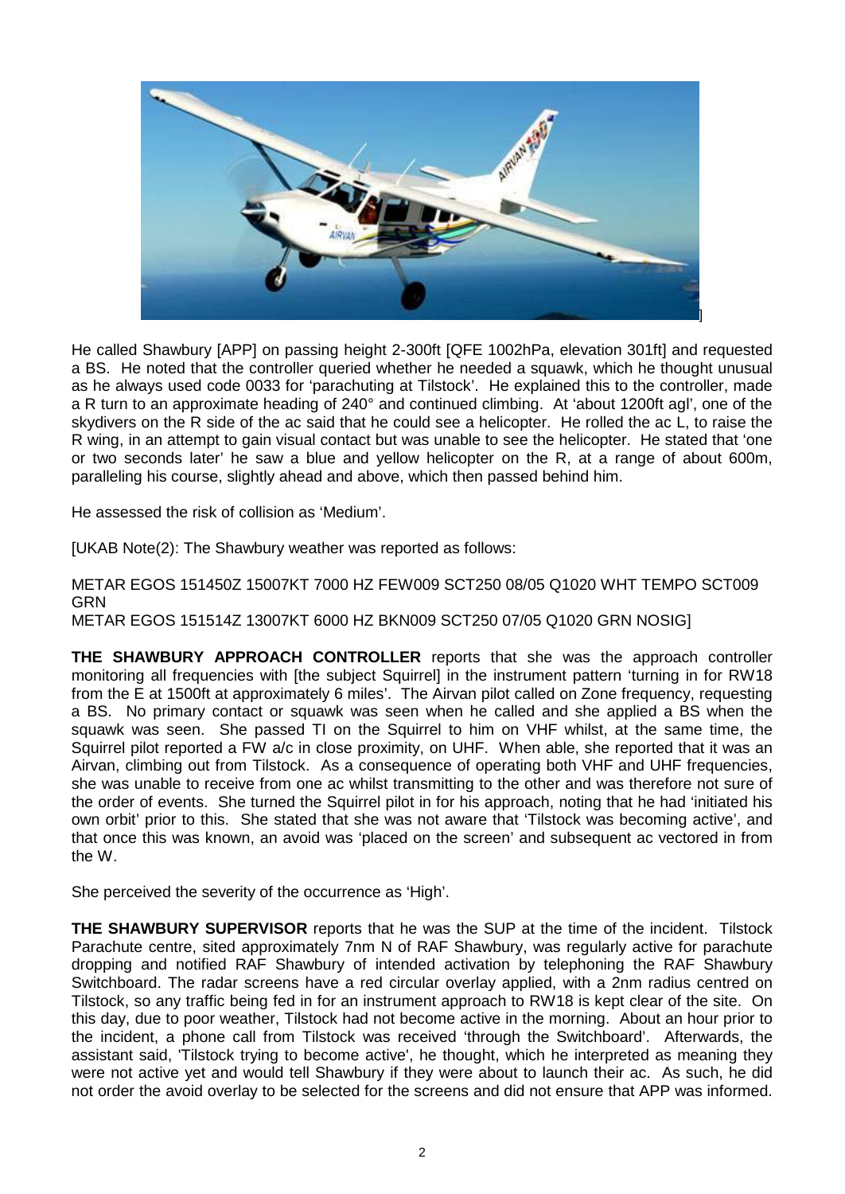He called Shawbury [APP] on passing height 2-300ft [QFE 1002hPa, elevation 301ft] and requested a BS. He noted that the controller queried whether he needed a squawk, which he thought unusual as he always used code 0033 for 'parachuting at Tilstock'. He explained this to the controller, made a R turn to an approximate heading of 240° and continued climbing. At 'about 1200ft agl', one of the skydivers on the R side of the ac said that he could see a helicopter. He rolled the ac L, to raise the R wing, in an attempt to gain visual contact but was unable to see the helicopter. He stated that 'one or two seconds later' he saw a blue and yellow helicopter on the R, at a range of about 600m, paralleling his course, slightly ahead and above, which then passed behind him.

He assessed the risk of collision as 'Medium'.

[UKAB Note(2): The Shawbury weather was reported as follows:

METAR EGOS 151450Z 15007KT 7000 HZ FEW009 SCT250 08/05 Q1020 WHT TEMPO SCT009 GRN
METAR EGOS 151514Z 13007KT 6000 HZ BKN009 SCT250 07/05 Q1020 GRN NOSIG]

**THE SHAWBURY APPROACH CONTROLLER** reports that she was the approach controller monitoring all frequencies with [the subject Squirrel] in the instrument pattern 'turning in for RW18 from the E at 1500ft at approximately 6 miles'. The Airvan pilot called on Zone frequency, requesting a BS. No primary contact or squawk was seen when he called and she applied a BS when the squawk was seen. She passed TI on the Squirrel to him on VHF whilst, at the same time, the Squirrel pilot reported a FW a/c in close proximity, on UHF. When able, she reported that it was an Airvan, climbing out from Tilstock. As a consequence of operating both VHF and UHF frequencies, she was unable to receive from one ac whilst transmitting to the other and was therefore not sure of the order of events. She turned the Squirrel pilot in for his approach, noting that he had 'initiated his own orbit' prior to this. She stated that she was not aware that 'Tilstock was becoming active', and that once this was known, an avoid was 'placed on the screen' and subsequent ac vectored in from the W.

She perceived the severity of the occurrence as 'High'.

**THE SHAWBURY SUPERVISOR** reports that he was the SUP at the time of the incident. Tilstock Parachute centre, sited approximately 7nm N of RAF Shawbury, was regularly active for parachute dropping and notified RAF Shawbury of intended activation by telephoning the RAF Shawbury Switchboard. The radar screens have a red circular overlay applied, with a 2nm radius centred on Tilstock, so any traffic being fed in for an instrument approach to RW18 is kept clear of the site. On this day, due to poor weather, Tilstock had not become active in the morning. About an hour prior to the incident, a phone call from Tilstock was received 'through the Switchboard'. Afterwards, the assistant said, 'Tilstock trying to become active', he thought, which he interpreted as meaning they were not active yet and would tell Shawbury if they were about to launch their ac. As such, he did not order the avoid overlay to be selected for the screens and did not ensure that APP was informed.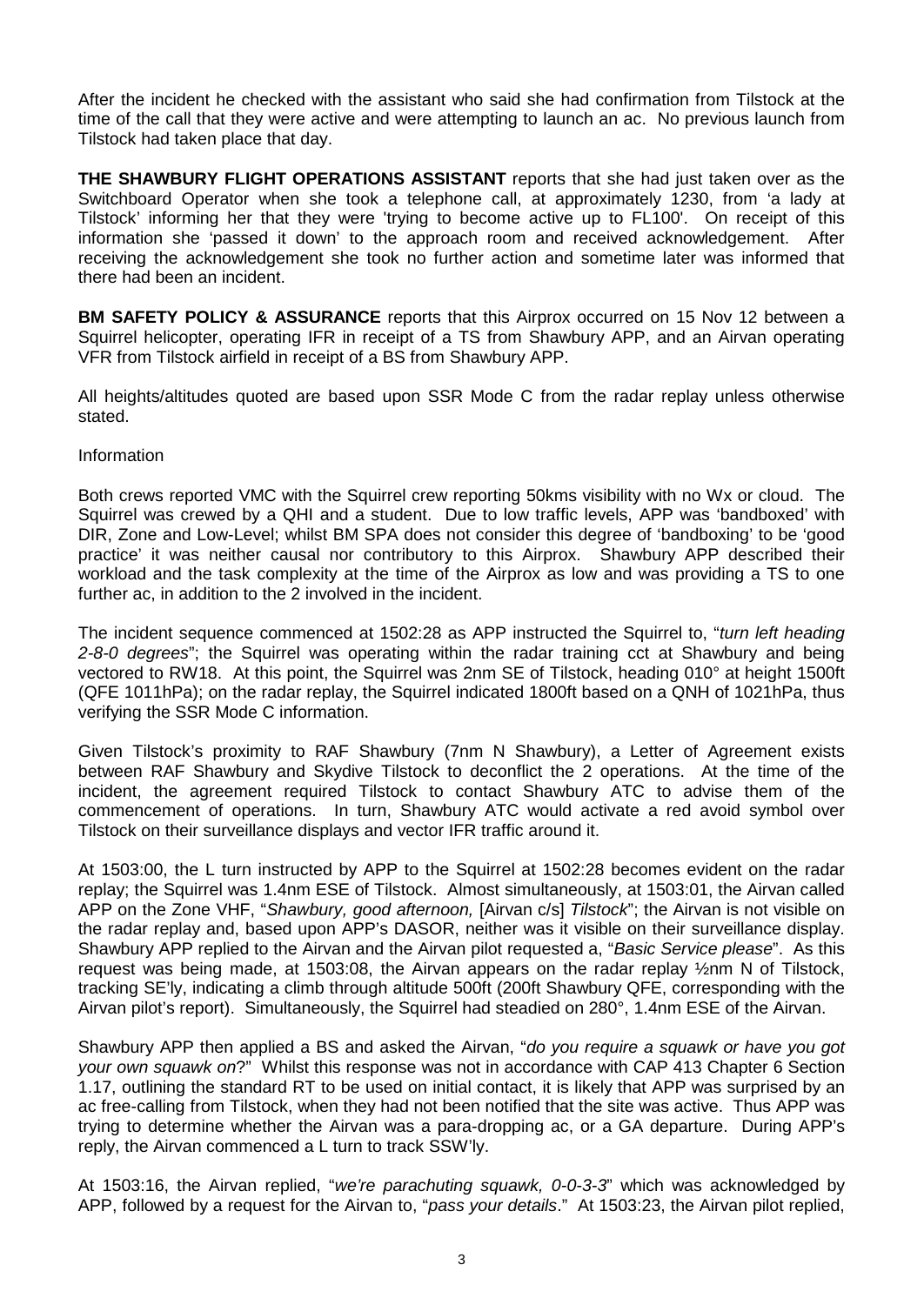After the incident he checked with the assistant who said she had confirmation from Tilstock at the time of the call that they were active and were attempting to launch an ac. No previous launch from Tilstock had taken place that day.

**THE SHAWBURY FLIGHT OPERATIONS ASSISTANT** reports that she had just taken over as the Switchboard Operator when she took a telephone call, at approximately 1230, from 'a lady at Tilstock' informing her that they were 'trying to become active up to FL100'. On receipt of this information she 'passed it down' to the approach room and received acknowledgement. After receiving the acknowledgement she took no further action and sometime later was informed that there had been an incident.

**BM SAFETY POLICY & ASSURANCE** reports that this Airprox occurred on 15 Nov 12 between a Squirrel helicopter, operating IFR in receipt of a TS from Shawbury APP, and an Airvan operating VFR from Tilstock airfield in receipt of a BS from Shawbury APP.

All heights/altitudes quoted are based upon SSR Mode C from the radar replay unless otherwise stated.

Information

Both crews reported VMC with the Squirrel crew reporting 50kms visibility with no Wx or cloud. The Squirrel was crewed by a QHI and a student. Due to low traffic levels, APP was 'bandboxed' with DIR, Zone and Low-Level; whilst BM SPA does not consider this degree of 'bandboxing' to be 'good practice' it was neither causal nor contributory to this Airprox. Shawbury APP described their workload and the task complexity at the time of the Airprox as low and was providing a TS to one further ac, in addition to the 2 involved in the incident.

The incident sequence commenced at 1502:28 as APP instructed the Squirrel to, "*turn left heading 2-8-0 degrees*"; the Squirrel was operating within the radar training cct at Shawbury and being vectored to RW18. At this point, the Squirrel was 2nm SE of Tilstock, heading 010° at height 1500ft (QFE 1011hPa); on the radar replay, the Squirrel indicated 1800ft based on a QNH of 1021hPa, thus verifying the SSR Mode C information.

Given Tilstock's proximity to RAF Shawbury (7nm N Shawbury), a Letter of Agreement exists between RAF Shawbury and Skydive Tilstock to deconflict the 2 operations. At the time of the incident, the agreement required Tilstock to contact Shawbury ATC to advise them of the commencement of operations. In turn, Shawbury ATC would activate a red avoid symbol over Tilstock on their surveillance displays and vector IFR traffic around it.

At 1503:00, the L turn instructed by APP to the Squirrel at 1502:28 becomes evident on the radar replay; the Squirrel was 1.4nm ESE of Tilstock. Almost simultaneously, at 1503:01, the Airvan called APP on the Zone VHF, "*Shawbury, good afternoon,* [Airvan c/s] *Tilstock*"; the Airvan is not visible on the radar replay and, based upon APP's DASOR, neither was it visible on their surveillance display. Shawbury APP replied to the Airvan and the Airvan pilot requested a, "*Basic Service please*". As this request was being made, at 1503:08, the Airvan appears on the radar replay ½nm N of Tilstock, tracking SE'ly, indicating a climb through altitude 500ft (200ft Shawbury QFE, corresponding with the Airvan pilot's report). Simultaneously, the Squirrel had steadied on 280°, 1.4nm ESE of the Airvan.

Shawbury APP then applied a BS and asked the Airvan, "*do you require a squawk or have you got your own squawk on*?" Whilst this response was not in accordance with CAP 413 Chapter 6 Section 1.17, outlining the standard RT to be used on initial contact, it is likely that APP was surprised by an ac free-calling from Tilstock, when they had not been notified that the site was active. Thus APP was trying to determine whether the Airvan was a para-dropping ac, or a GA departure. During APP's reply, the Airvan commenced a L turn to track SSW'ly.

At 1503:16, the Airvan replied, "*we're parachuting squawk, 0-0-3-3*" which was acknowledged by APP, followed by a request for the Airvan to, "*pass your details*." At 1503:23, the Airvan pilot replied,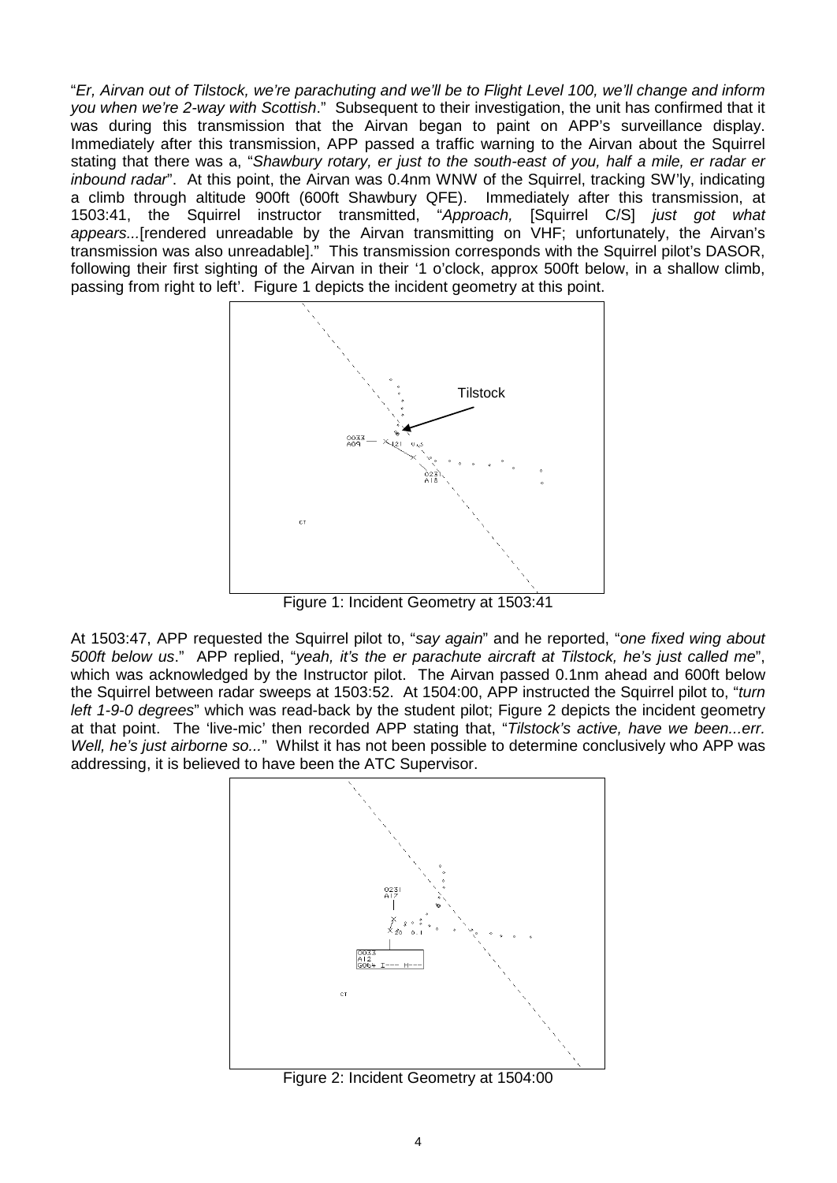"*Er, Airvan out of Tilstock, we're parachuting and we'll be to Flight Level 100, we'll change and inform you when we're 2-way with Scottish*." Subsequent to their investigation, the unit has confirmed that it was during this transmission that the Airvan began to paint on APP's surveillance display. Immediately after this transmission, APP passed a traffic warning to the Airvan about the Squirrel stating that there was a, "*Shawbury rotary, er just to the south-east of you, half a mile, er radar er inbound radar*". At this point, the Airvan was 0.4nm WNW of the Squirrel, tracking SW'ly, indicating a climb through altitude 900ft (600ft Shawbury QFE). Immediately after this transmission, at 1503:41, the Squirrel instructor transmitted, "*Approach,* [Squirrel C/S] *just got what appears...*[rendered unreadable by the Airvan transmitting on VHF; unfortunately, the Airvan's transmission was also unreadable]." This transmission corresponds with the Squirrel pilot's DASOR, following their first sighting of the Airvan in their '1 o'clock, approx 500ft below, in a shallow climb, passing from right to left'. Figure 1 depicts the incident geometry at this point.

Figure 1: Incident Geometry at 1503:41

At 1503:47, APP requested the Squirrel pilot to, "*say again*" and he reported, "*one fixed wing about 500ft below us*." APP replied, "*yeah, it's the er parachute aircraft at Tilstock, he's just called me*", which was acknowledged by the Instructor pilot. The Airvan passed 0.1nm ahead and 600ft below the Squirrel between radar sweeps at 1503:52. At 1504:00, APP instructed the Squirrel pilot to, "*turn left 1-9-0 degrees*" which was read-back by the student pilot; Figure 2 depicts the incident geometry at that point. The 'live-mic' then recorded APP stating that, "*Tilstock's active, have we been...err. Well, he's just airborne so...*" Whilst it has not been possible to determine conclusively who APP was addressing, it is believed to have been the ATC Supervisor.

Figure 2: Incident Geometry at 1504:00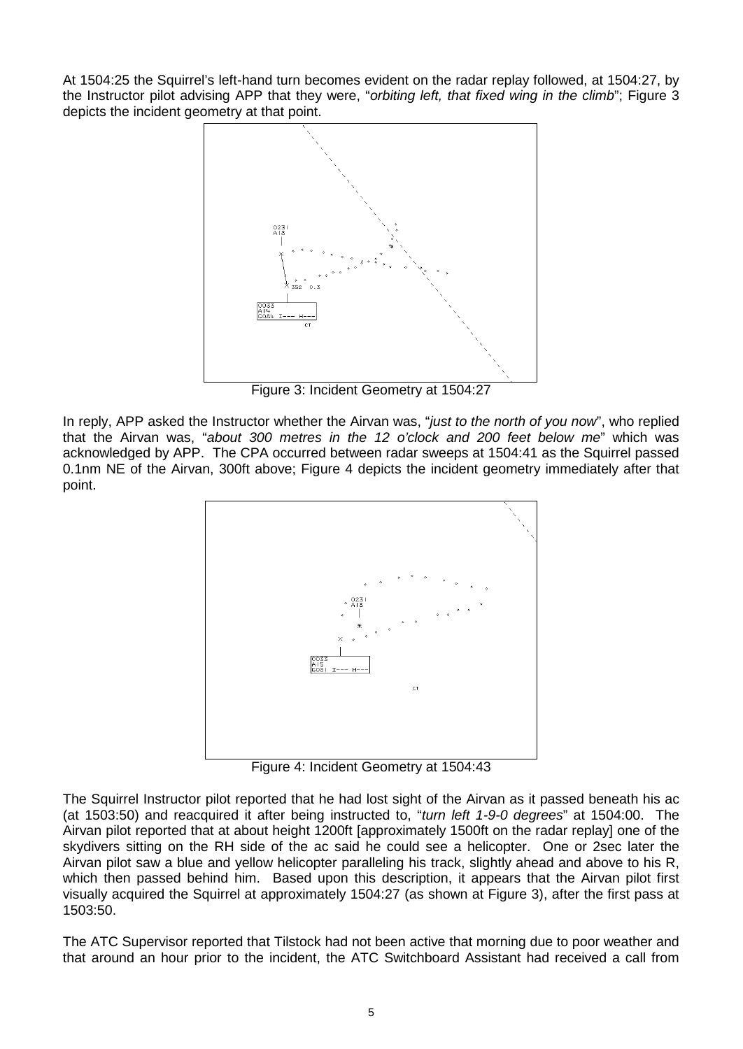At 1504:25 the Squirrel's left-hand turn becomes evident on the radar replay followed, at 1504:27, by the Instructor pilot advising APP that they were, "*orbiting left, that fixed wing in the climb*"; Figure 3 depicts the incident geometry at that point.

Figure 3: Incident Geometry at 1504:27

In reply, APP asked the Instructor whether the Airvan was, "*just to the north of you now*", who replied that the Airvan was, "*about 300 metres in the 12 o'clock and 200 feet below me*" which was acknowledged by APP. The CPA occurred between radar sweeps at 1504:41 as the Squirrel passed 0.1nm NE of the Airvan, 300ft above; Figure 4 depicts the incident geometry immediately after that point.

Figure 4: Incident Geometry at 1504:43

The Squirrel Instructor pilot reported that he had lost sight of the Airvan as it passed beneath his ac (at 1503:50) and reacquired it after being instructed to, "*turn left 1-9-0 degrees*" at 1504:00. The Airvan pilot reported that at about height 1200ft [approximately 1500ft on the radar replay] one of the skydivers sitting on the RH side of the ac said he could see a helicopter. One or 2sec later the Airvan pilot saw a blue and yellow helicopter paralleling his track, slightly ahead and above to his R, which then passed behind him. Based upon this description, it appears that the Airvan pilot first visually acquired the Squirrel at approximately 1504:27 (as shown at Figure 3), after the first pass at 1503:50.

The ATC Supervisor reported that Tilstock had not been active that morning due to poor weather and that around an hour prior to the incident, the ATC Switchboard Assistant had received a call from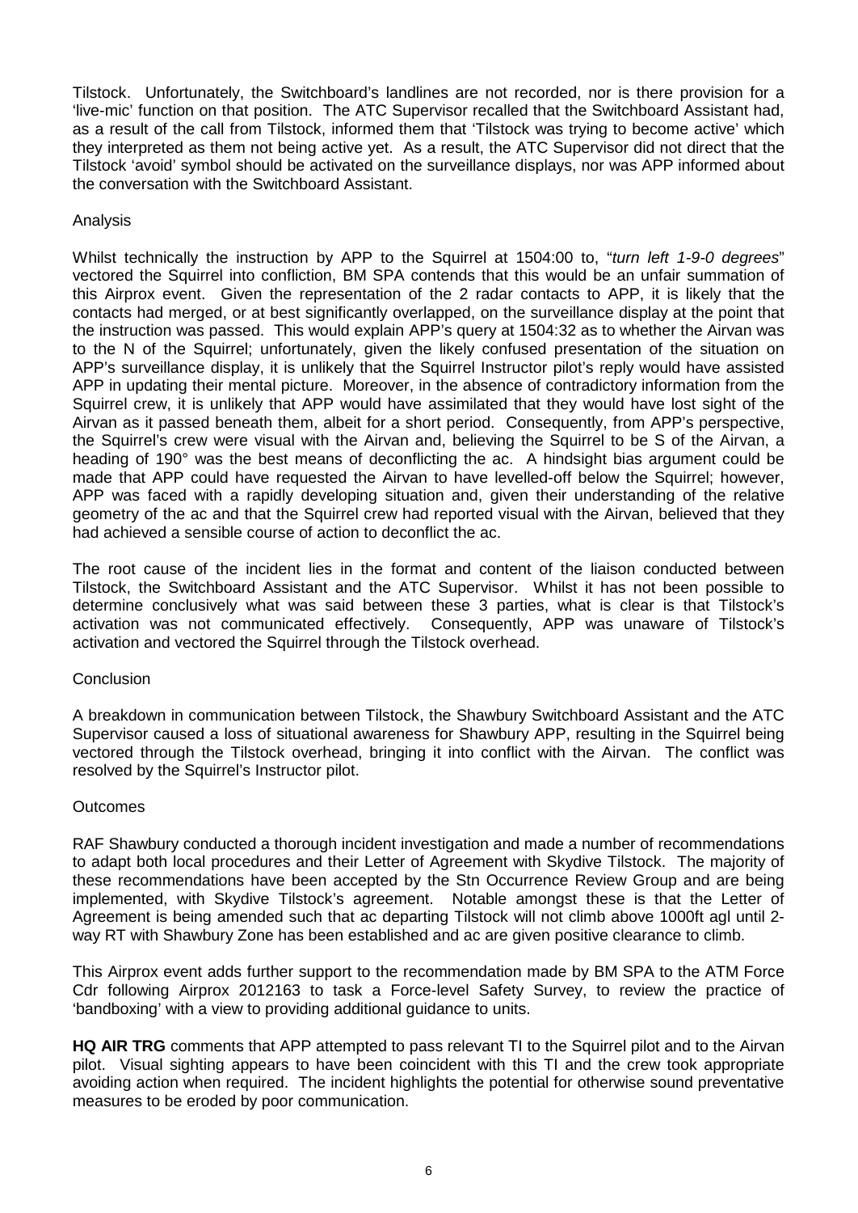Tilstock. Unfortunately, the Switchboard's landlines are not recorded, nor is there provision for a 'live-mic' function on that position. The ATC Supervisor recalled that the Switchboard Assistant had, as a result of the call from Tilstock, informed them that 'Tilstock was trying to become active' which they interpreted as them not being active yet. As a result, the ATC Supervisor did not direct that the Tilstock 'avoid' symbol should be activated on the surveillance displays, nor was APP informed about the conversation with the Switchboard Assistant.

Analysis

Whilst technically the instruction by APP to the Squirrel at 1504:00 to, "*turn left 1-9-0 degrees*" vectored the Squirrel into confliction, BM SPA contends that this would be an unfair summation of this Airprox event. Given the representation of the 2 radar contacts to APP, it is likely that the contacts had merged, or at best significantly overlapped, on the surveillance display at the point that the instruction was passed. This would explain APP's query at 1504:32 as to whether the Airvan was to the N of the Squirrel; unfortunately, given the likely confused presentation of the situation on APP's surveillance display, it is unlikely that the Squirrel Instructor pilot's reply would have assisted APP in updating their mental picture. Moreover, in the absence of contradictory information from the Squirrel crew, it is unlikely that APP would have assimilated that they would have lost sight of the Airvan as it passed beneath them, albeit for a short period. Consequently, from APP's perspective, the Squirrel's crew were visual with the Airvan and, believing the Squirrel to be S of the Airvan, a heading of 190° was the best means of deconflicting the ac. A hindsight bias argument could be made that APP could have requested the Airvan to have levelled-off below the Squirrel; however, APP was faced with a rapidly developing situation and, given their understanding of the relative geometry of the ac and that the Squirrel crew had reported visual with the Airvan, believed that they had achieved a sensible course of action to deconflict the ac.

The root cause of the incident lies in the format and content of the liaison conducted between Tilstock, the Switchboard Assistant and the ATC Supervisor. Whilst it has not been possible to determine conclusively what was said between these 3 parties, what is clear is that Tilstock's activation was not communicated effectively. Consequently, APP was unaware of Tilstock's activation and vectored the Squirrel through the Tilstock overhead.

Conclusion

A breakdown in communication between Tilstock, the Shawbury Switchboard Assistant and the ATC Supervisor caused a loss of situational awareness for Shawbury APP, resulting in the Squirrel being vectored through the Tilstock overhead, bringing it into conflict with the Airvan. The conflict was resolved by the Squirrel's Instructor pilot.

Outcomes

RAF Shawbury conducted a thorough incident investigation and made a number of recommendations to adapt both local procedures and their Letter of Agreement with Skydive Tilstock. The majority of these recommendations have been accepted by the Stn Occurrence Review Group and are being implemented, with Skydive Tilstock's agreement. Notable amongst these is that the Letter of Agreement is being amended such that ac departing Tilstock will not climb above 1000ft agl until 2-way RT with Shawbury Zone has been established and ac are given positive clearance to climb.

This Airprox event adds further support to the recommendation made by BM SPA to the ATM Force Cdr following Airprox 2012163 to task a Force-level Safety Survey, to review the practice of 'bandboxing' with a view to providing additional guidance to units.

**HQ AIR TRG** comments that APP attempted to pass relevant TI to the Squirrel pilot and to the Airvan pilot. Visual sighting appears to have been coincident with this TI and the crew took appropriate avoiding action when required. The incident highlights the potential for otherwise sound preventative measures to be eroded by poor communication.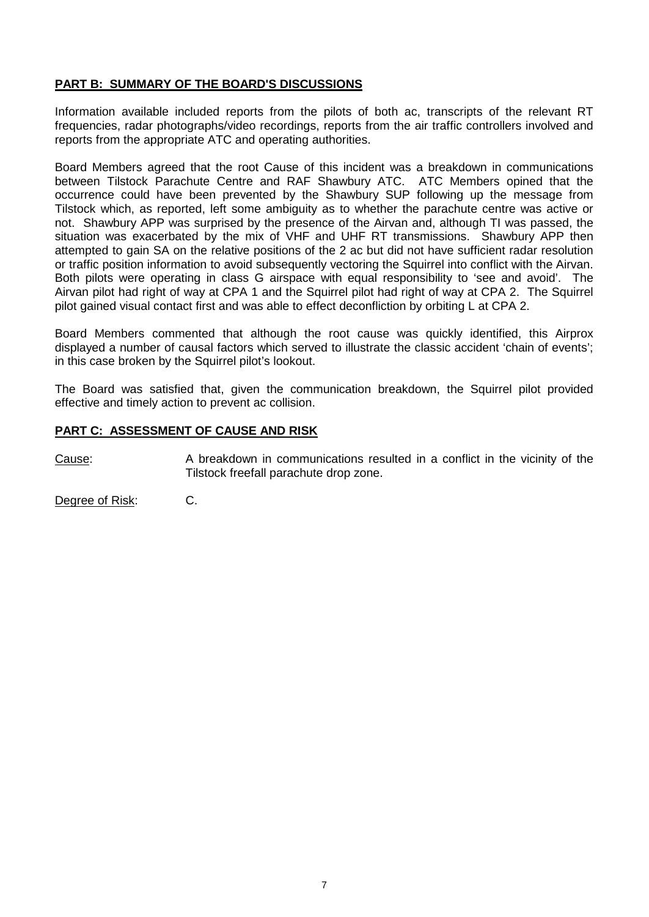## PART B: SUMMARY OF THE BOARD'S DISCUSSIONS

Information available included reports from the pilots of both ac, transcripts of the relevant RT frequencies, radar photographs/video recordings, reports from the air traffic controllers involved and reports from the appropriate ATC and operating authorities.

Board Members agreed that the root Cause of this incident was a breakdown in communications between Tilstock Parachute Centre and RAF Shawbury ATC. ATC Members opined that the occurrence could have been prevented by the Shawbury SUP following up the message from Tilstock which, as reported, left some ambiguity as to whether the parachute centre was active or not. Shawbury APP was surprised by the presence of the Airvan and, although TI was passed, the situation was exacerbated by the mix of VHF and UHF RT transmissions. Shawbury APP then attempted to gain SA on the relative positions of the 2 ac but did not have sufficient radar resolution or traffic position information to avoid subsequently vectoring the Squirrel into conflict with the Airvan. Both pilots were operating in class G airspace with equal responsibility to 'see and avoid'. The Airvan pilot had right of way at CPA 1 and the Squirrel pilot had right of way at CPA 2. The Squirrel pilot gained visual contact first and was able to effect deconfliction by orbiting L at CPA 2.

Board Members commented that although the root cause was quickly identified, this Airprox displayed a number of causal factors which served to illustrate the classic accident 'chain of events'; in this case broken by the Squirrel pilot's lookout.

The Board was satisfied that, given the communication breakdown, the Squirrel pilot provided effective and timely action to prevent ac collision.

## PART C: ASSESSMENT OF CAUSE AND RISK

Cause: A breakdown in communications resulted in a conflict in the vicinity of the Tilstock freefall parachute drop zone.

Degree of Risk: C.